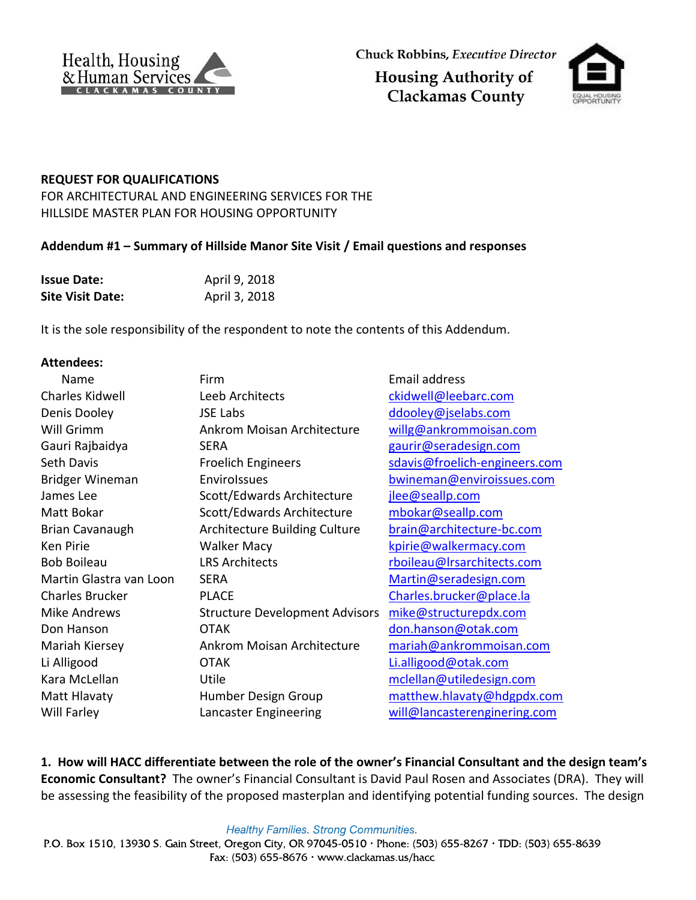Health, Housing & Human Services
CLACKAMAS COUNTY

Chuck Robbins, *Executive Director*

**Housing Authority of Clackamas County**

**REQUEST FOR QUALIFICATIONS**
FOR ARCHITECTURAL AND ENGINEERING SERVICES FOR THE HILLSIDE MASTER PLAN FOR HOUSING OPPORTUNITY

**Addendum #1 – Summary of Hillside Manor Site Visit / Email questions and responses**

**Issue Date:** April 9, 2018
**Site Visit Date:** April 3, 2018

It is the sole responsibility of the respondent to note the contents of this Addendum.

**Attendees:**

| Name | Firm | Email address |
|---|---|---|
| Charles Kidwell | Leeb Architects | ckidwell@leebarc.com |
| Denis Dooley | JSE Labs | ddooley@jselabs.com |
| Will Grimm | Ankrom Moisan Architecture | willg@ankrommoisan.com |
| Gauri Rajbaidya | SERA | gaurir@seradesign.com |
| Seth Davis | Froelich Engineers | sdavis@froelich-engineers.com |
| Bridger Wineman | EnviroIssues | bwineman@enviroissues.com |
| James Lee | Scott/Edwards Architecture | jlee@seallp.com |
| Matt Bokar | Scott/Edwards Architecture | mbokar@seallp.com |
| Brian Cavanaugh | Architecture Building Culture | brain@architecture-bc.com |
| Ken Pirie | Walker Macy | kpirie@walkermacy.com |
| Bob Boileau | LRS Architects | rboileau@lrsarchitects.com |
| Martin Glastra van Loon | SERA | Martin@seradesign.com |
| Charles Brucker | PLACE | Charles.brucker@place.la |
| Mike Andrews | Structure Development Advisors | mike@structurepdx.com |
| Don Hanson | OTAK | don.hanson@otak.com |
| Mariah Kiersey | Ankrom Moisan Architecture | mariah@ankrommoisan.com |
| Li Alligood | OTAK | Li.alligood@otak.com |
| Kara McLellan | Utile | mclellan@utiledesign.com |
| Matt Hlavaty | Humber Design Group | matthew.hlavaty@hdgpdx.com |
| Will Farley | Lancaster Engineering | will@lancasterenginering.com |

**1. How will HACC differentiate between the role of the owner's Financial Consultant and the design team's Economic Consultant?** The owner's Financial Consultant is David Paul Rosen and Associates (DRA). They will be assessing the feasibility of the proposed masterplan and identifying potential funding sources. The design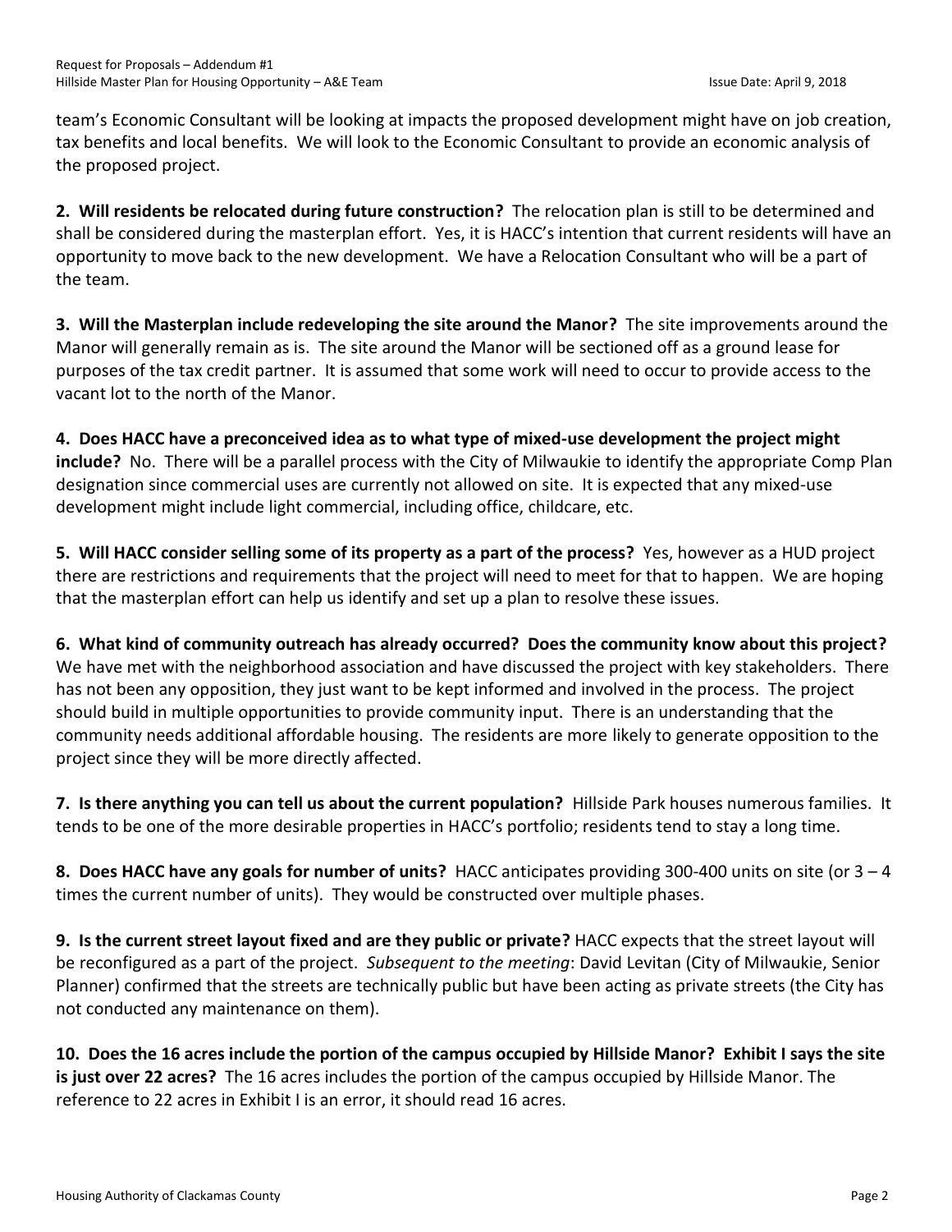team's Economic Consultant will be looking at impacts the proposed development might have on job creation, tax benefits and local benefits. We will look to the Economic Consultant to provide an economic analysis of the proposed project.

**2. Will residents be relocated during future construction?** The relocation plan is still to be determined and shall be considered during the masterplan effort. Yes, it is HACC's intention that current residents will have an opportunity to move back to the new development. We have a Relocation Consultant who will be a part of the team.

**3. Will the Masterplan include redeveloping the site around the Manor?** The site improvements around the Manor will generally remain as is. The site around the Manor will be sectioned off as a ground lease for purposes of the tax credit partner. It is assumed that some work will need to occur to provide access to the vacant lot to the north of the Manor.

**4. Does HACC have a preconceived idea as to what type of mixed-use development the project might include?** No. There will be a parallel process with the City of Milwaukie to identify the appropriate Comp Plan designation since commercial uses are currently not allowed on site. It is expected that any mixed-use development might include light commercial, including office, childcare, etc.

**5. Will HACC consider selling some of its property as a part of the process?** Yes, however as a HUD project there are restrictions and requirements that the project will need to meet for that to happen. We are hoping that the masterplan effort can help us identify and set up a plan to resolve these issues.

**6. What kind of community outreach has already occurred? Does the community know about this project?** We have met with the neighborhood association and have discussed the project with key stakeholders. There has not been any opposition, they just want to be kept informed and involved in the process. The project should build in multiple opportunities to provide community input. There is an understanding that the community needs additional affordable housing. The residents are more likely to generate opposition to the project since they will be more directly affected.

**7. Is there anything you can tell us about the current population?** Hillside Park houses numerous families. It tends to be one of the more desirable properties in HACC's portfolio; residents tend to stay a long time.

**8. Does HACC have any goals for number of units?** HACC anticipates providing 300-400 units on site (or 3 – 4 times the current number of units). They would be constructed over multiple phases.

**9. Is the current street layout fixed and are they public or private?** HACC expects that the street layout will be reconfigured as a part of the project. *Subsequent to the meeting*: David Levitan (City of Milwaukie, Senior Planner) confirmed that the streets are technically public but have been acting as private streets (the City has not conducted any maintenance on them).

**10. Does the 16 acres include the portion of the campus occupied by Hillside Manor? Exhibit I says the site is just over 22 acres?** The 16 acres includes the portion of the campus occupied by Hillside Manor. The reference to 22 acres in Exhibit I is an error, it should read 16 acres.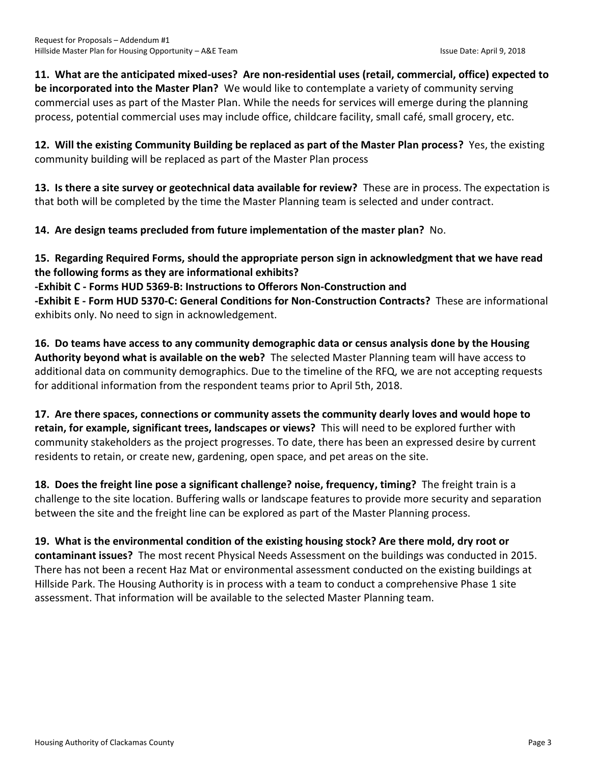**11. What are the anticipated mixed-uses? Are non-residential uses (retail, commercial, office) expected to be incorporated into the Master Plan?** We would like to contemplate a variety of community serving commercial uses as part of the Master Plan. While the needs for services will emerge during the planning process, potential commercial uses may include office, childcare facility, small café, small grocery, etc.

**12. Will the existing Community Building be replaced as part of the Master Plan process?** Yes, the existing community building will be replaced as part of the Master Plan process

**13. Is there a site survey or geotechnical data available for review?** These are in process. The expectation is that both will be completed by the time the Master Planning team is selected and under contract.

**14. Are design teams precluded from future implementation of the master plan?** No.

**15. Regarding Required Forms, should the appropriate person sign in acknowledgment that we have read the following forms as they are informational exhibits?**
**-Exhibit C - Forms HUD 5369-B: Instructions to Offerors Non-Construction and**
**-Exhibit E - Form HUD 5370-C: General Conditions for Non-Construction Contracts?** These are informational exhibits only. No need to sign in acknowledgement.

**16. Do teams have access to any community demographic data or census analysis done by the Housing Authority beyond what is available on the web?** The selected Master Planning team will have access to additional data on community demographics. Due to the timeline of the RFQ, we are not accepting requests for additional information from the respondent teams prior to April 5th, 2018.

**17. Are there spaces, connections or community assets the community dearly loves and would hope to retain, for example, significant trees, landscapes or views?** This will need to be explored further with community stakeholders as the project progresses. To date, there has been an expressed desire by current residents to retain, or create new, gardening, open space, and pet areas on the site.

**18. Does the freight line pose a significant challenge? noise, frequency, timing?** The freight train is a challenge to the site location. Buffering walls or landscape features to provide more security and separation between the site and the freight line can be explored as part of the Master Planning process.

**19. What is the environmental condition of the existing housing stock? Are there mold, dry root or contaminant issues?** The most recent Physical Needs Assessment on the buildings was conducted in 2015. There has not been a recent Haz Mat or environmental assessment conducted on the existing buildings at Hillside Park. The Housing Authority is in process with a team to conduct a comprehensive Phase 1 site assessment. That information will be available to the selected Master Planning team.